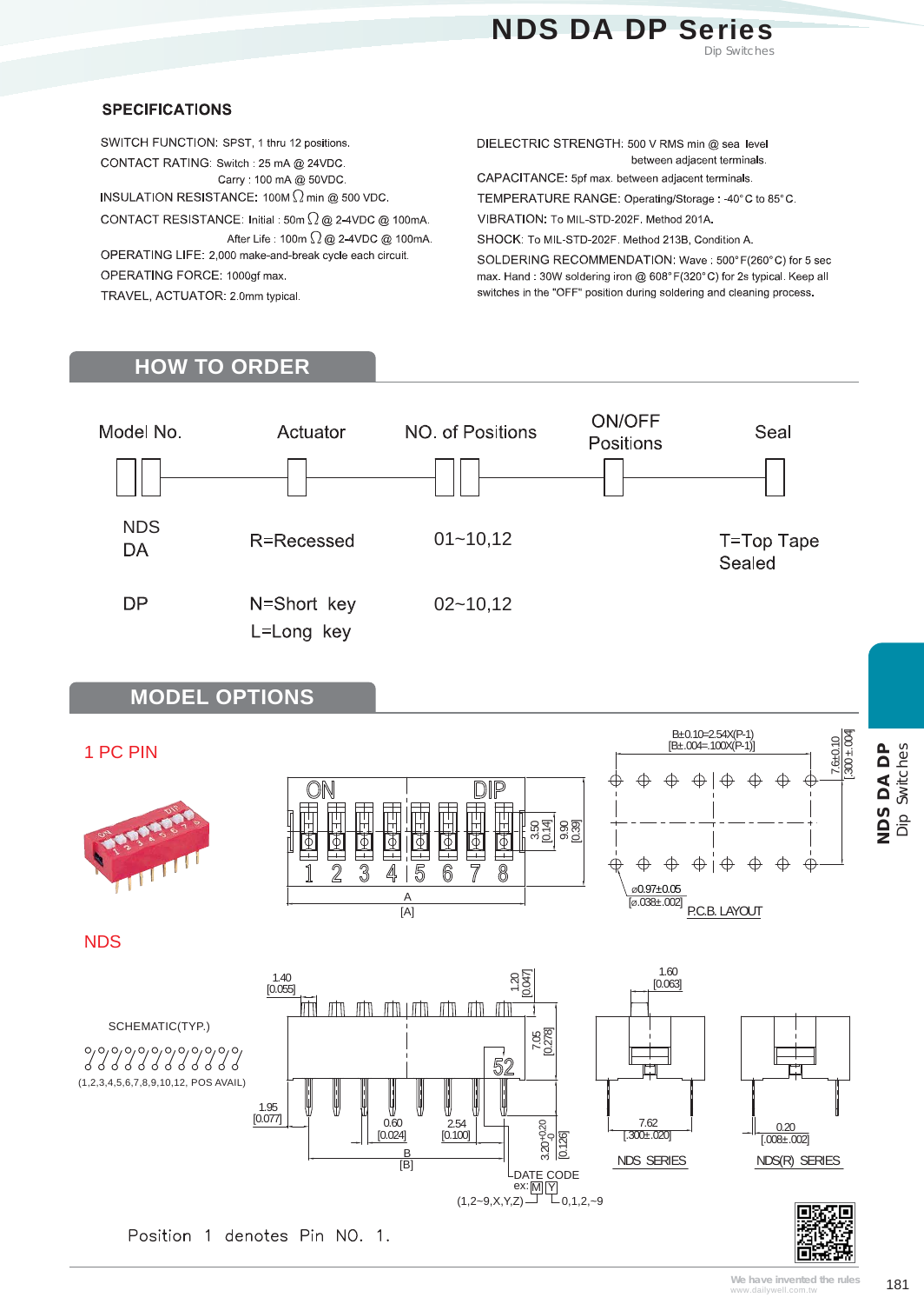# NDS DA DP Series

Dip Switches

## SPECIFICATIONS

SWITCH FUNCTION: SPST, 1 thru 12 positions.

CONTACT RATING: Switch : 25 mA @ 24VDC.
Carry : 100 mA @ 50VDC.

INSULATION RESISTANCE: 100M Ω min @ 500 VDC.

CONTACT RESISTANCE: Initial : 50m Ω @ 2-4VDC @ 100mA.
After Life : 100m Ω @ 2-4VDC @ 100mA.

OPERATING LIFE: 2,000 make-and-break cycle each circuit.

OPERATING FORCE: 1000gf max.

TRAVEL, ACTUATOR: 2.0mm typical.

DIELECTRIC STRENGTH: 500 V RMS min @ sea level between adjacent terminals.

CAPACITANCE: 5pf max. between adjacent terminals.

TEMPERATURE RANGE: Operating/Storage : -40°C to 85°C.

VIBRATION: To MIL-STD-202F. Method 201A.

SHOCK: To MIL-STD-202F. Method 213B, Condition A.

SOLDERING RECOMMENDATION: Wave : 500°F(260°C) for 5 sec max. Hand : 30W soldering iron @ 608°F(320°C) for 2s typical. Keep all switches in the "OFF" position during soldering and cleaning process.

## HOW TO ORDER

| Model No. | Actuator | NO. of Positions | ON/OFF Positions | Seal |
|---|---|---|---|---|
| NDS DA | R=Recessed | 01~10,12 | | T=Top Tape Sealed |
| DP | N=Short key L=Long key | 02~10,12 | | |

## MODEL OPTIONS

1 PC PIN

NDS

ON DIP 1 2 3 4 5 6 7 8

A [A]; 3.50 [0.14]; 9.90 [0.39]

B±0.10=2.54X(P-1) [B±.004=.100X(P-1)]; 7.6±0.10 [.300±.004]

⌀0.97±0.05 [⌀.038±.002]

P.C.B. LAYOUT

SCHEMATIC(TYP.)

(1,2,3,4,5,6,7,8,9,10,12, POS AVAIL)

1.40 [0.055]; 1.20 [0.047]; 7.05 [0.278]; 1.95 [0.077]; 0.60 [0.024]; 2.54 [0.100]; 3.20+0.20/-0 [0.126]; B [B]

DATE CODE ex: M Y (1,2~9,X,Y,Z) 0,1,2,~9

1.60 [0.063]; 7.62 [.300±.020]

NDS SERIES

0.20 [.008±.002]

NDS(R) SERIES

Position 1 denotes Pin NO. 1.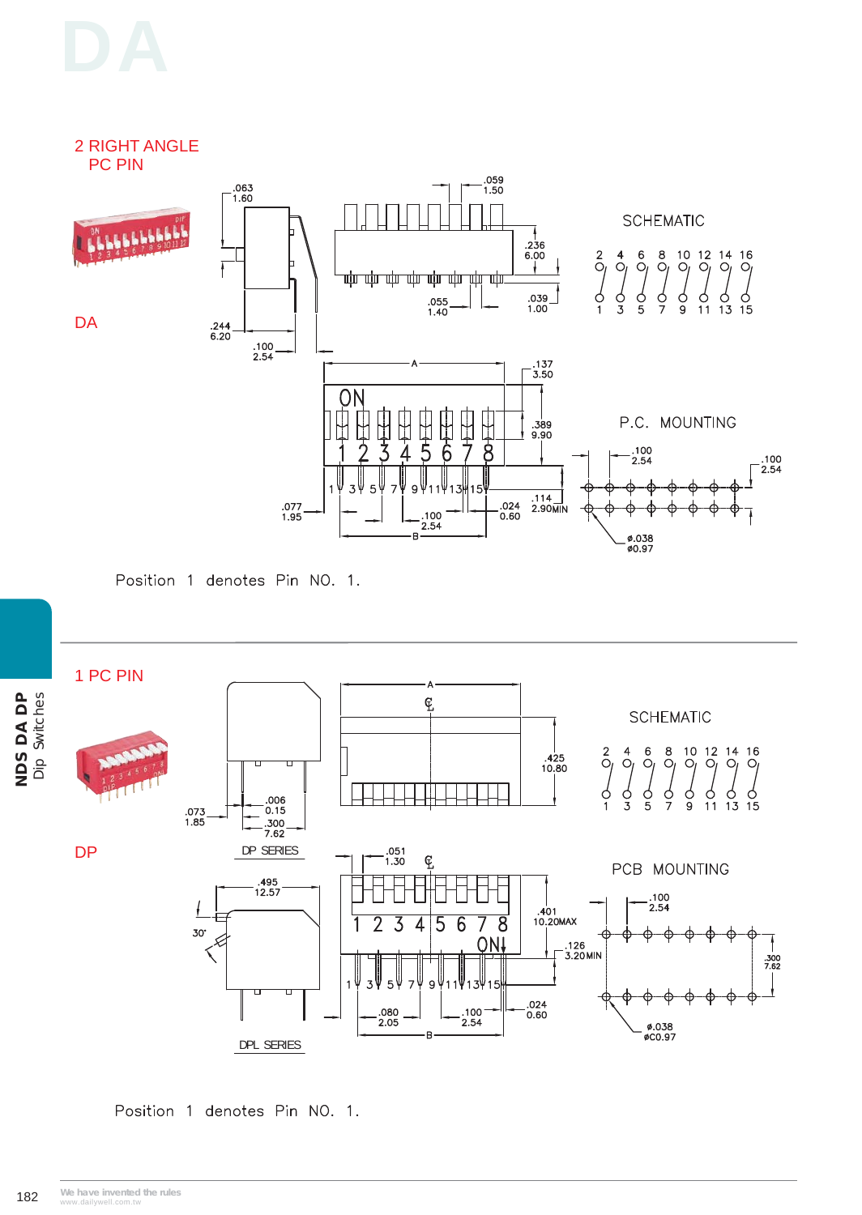# DA

## 2 RIGHT ANGLE PC PIN

DA

.063
1.60

.059
1.50

.236
6.00

.039
1.00

.055
1.40

.244
6.20

.100
2.54

SCHEMATIC

2 4 6 8 10 12 14 16

1 3 5 7 9 11 13 15

A

.137
3.50

ON

1 2 3 4 5 6 7 8

.389
9.90

P.C. MOUNTING

.100
2.54

.100
2.54

1 3 5 7 9 11 13 15

.077
1.95

.100
2.54

.024
0.60

.114
2.90MIN

B

ø.038
ø0.97

Position 1 denotes Pin NO. 1.

## 1 PC PIN

DP

A

.425
10.80

SCHEMATIC

2 4 6 8 10 12 14 16

1 3 5 7 9 11 13 15

.073
1.85

.006
0.15

.300
7.62

DP SERIES

.051
1.30

PCB MOUNTING

.495
12.57

30°

1 2 3 4 5 6 7 8

ON

.401
10.20MAX

.100
2.54

.126
3.20MIN

.300
7.62

1 3 5 7 9 11 13 15

.080
2.05

.100
2.54

.024
0.60

B

ø.038
øC0.97

DPL SERIES

Position 1 denotes Pin NO. 1.

NDS DA DP Dip Switches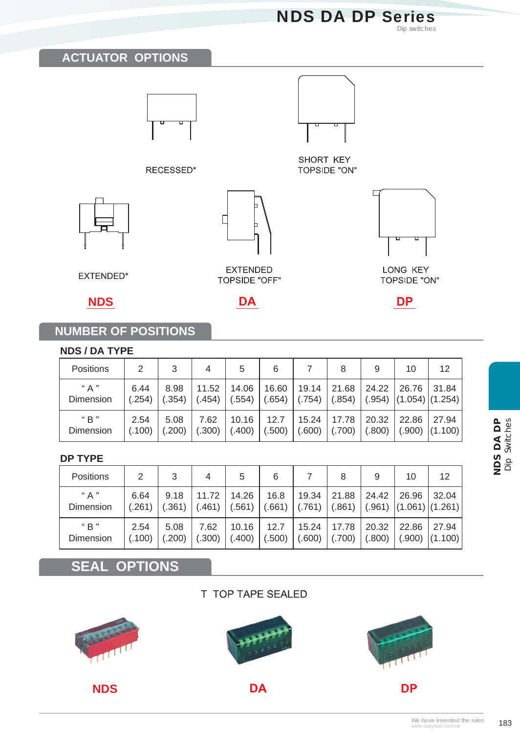## ACTUATOR OPTIONS

RECESSED*

SHORT KEY
TOPSIDE "ON"

EXTENDED*

EXTENDED
TOPSIDE "OFF"

LONG KEY
TOPSIDE "ON"

NDS

DA

DP

## NUMBER OF POSITIONS

### NDS / DA TYPE

| Positions | 2 | 3 | 4 | 5 | 6 | 7 | 8 | 9 | 10 | 12 |
|---|---|---|---|---|---|---|---|---|---|---|
| " A " Dimension | 6.44 (.254) | 8.98 (.354) | 11.52 (.454) | 14.06 (.554) | 16.60 (.654) | 19.14 (.754) | 21.68 (.854) | 24.22 (.954) | 26.76 (1.054) | 31.84 (1.254) |
| " B " Dimension | 2.54 (.100) | 5.08 (.200) | 7.62 (.300) | 10.16 (.400) | 12.7 (.500) | 15.24 (.600) | 17.78 (.700) | 20.32 (.800) | 22.86 (.900) | 27.94 (1.100) |

### DP TYPE

| Positions | 2 | 3 | 4 | 5 | 6 | 7 | 8 | 9 | 10 | 12 |
|---|---|---|---|---|---|---|---|---|---|---|
| " A " Dimension | 6.64 (.261) | 9.18 (.361) | 11.72 (.461) | 14.26 (.561) | 16.8 (.661) | 19.34 (.761) | 21.88 (.861) | 24.42 (.961) | 26.96 (1.061) | 32.04 (1.261) |
| " B " Dimension | 2.54 (.100) | 5.08 (.200) | 7.62 (.300) | 10.16 (.400) | 12.7 (.500) | 15.24 (.600) | 17.78 (.700) | 20.32 (.800) | 22.86 (.900) | 27.94 (1.100) |

## SEAL OPTIONS

T TOP TAPE SEALED

NDS

DA

DP